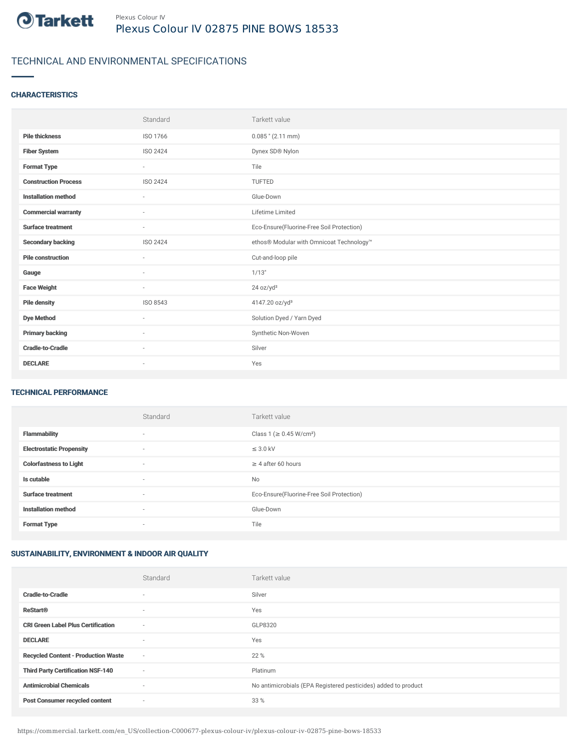Plexus Colour IV

# Plexus Colour IV 02875 PINE BOWS 18533

## TECHNICAL AND ENVIRONMENTAL SPECIFICATIONS

### CHARACTERISTICS

| | Standard | Tarkett value |
|---|---|---|
| **Pile thickness** | ISO 1766 | 0.085 " (2.11 mm) |
| **Fiber System** | ISO 2424 | Dynex SD® Nylon |
| **Format Type** | - | Tile |
| **Construction Process** | ISO 2424 | TUFTED |
| **Installation method** | - | Glue-Down |
| **Commercial warranty** | - | Lifetime Limited |
| **Surface treatment** | - | Eco-Ensure(Fluorine-Free Soil Protection) |
| **Secondary backing** | ISO 2424 | ethos® Modular with Omnicoat Technology™ |
| **Pile construction** | - | Cut-and-loop pile |
| **Gauge** | - | 1/13" |
| **Face Weight** | - | 24 oz/yd² |
| **Pile density** | ISO 8543 | 4147.20 oz/yd³ |
| **Dye Method** | - | Solution Dyed / Yarn Dyed |
| **Primary backing** | - | Synthetic Non-Woven |
| **Cradle-to-Cradle** | - | Silver |
| **DECLARE** | - | Yes |

### TECHNICAL PERFORMANCE

| | Standard | Tarkett value |
|---|---|---|
| **Flammability** | - | Class 1 (≥ 0.45 W/cm²) |
| **Electrostatic Propensity** | - | ≤ 3.0 kV |
| **Colorfastness to Light** | - | ≥ 4 after 60 hours |
| **Is cutable** | - | No |
| **Surface treatment** | - | Eco-Ensure(Fluorine-Free Soil Protection) |
| **Installation method** | - | Glue-Down |
| **Format Type** | - | Tile |

### SUSTAINABILITY, ENVIRONMENT & INDOOR AIR QUALITY

| | Standard | Tarkett value |
|---|---|---|
| **Cradle-to-Cradle** | - | Silver |
| **ReStart®** | - | Yes |
| **CRI Green Label Plus Certification** | - | GLP8320 |
| **DECLARE** | - | Yes |
| **Recycled Content - Production Waste** | - | 22 % |
| **Third Party Certification NSF-140** | - | Platinum |
| **Antimicrobial Chemicals** | - | No antimicrobials (EPA Registered pesticides) added to product |
| **Post Consumer recycled content** | - | 33 % |

https://commercial.tarkett.com/en_US/collection-C000677-plexus-colour-iv/plexus-colour-iv-02875-pine-bows-18533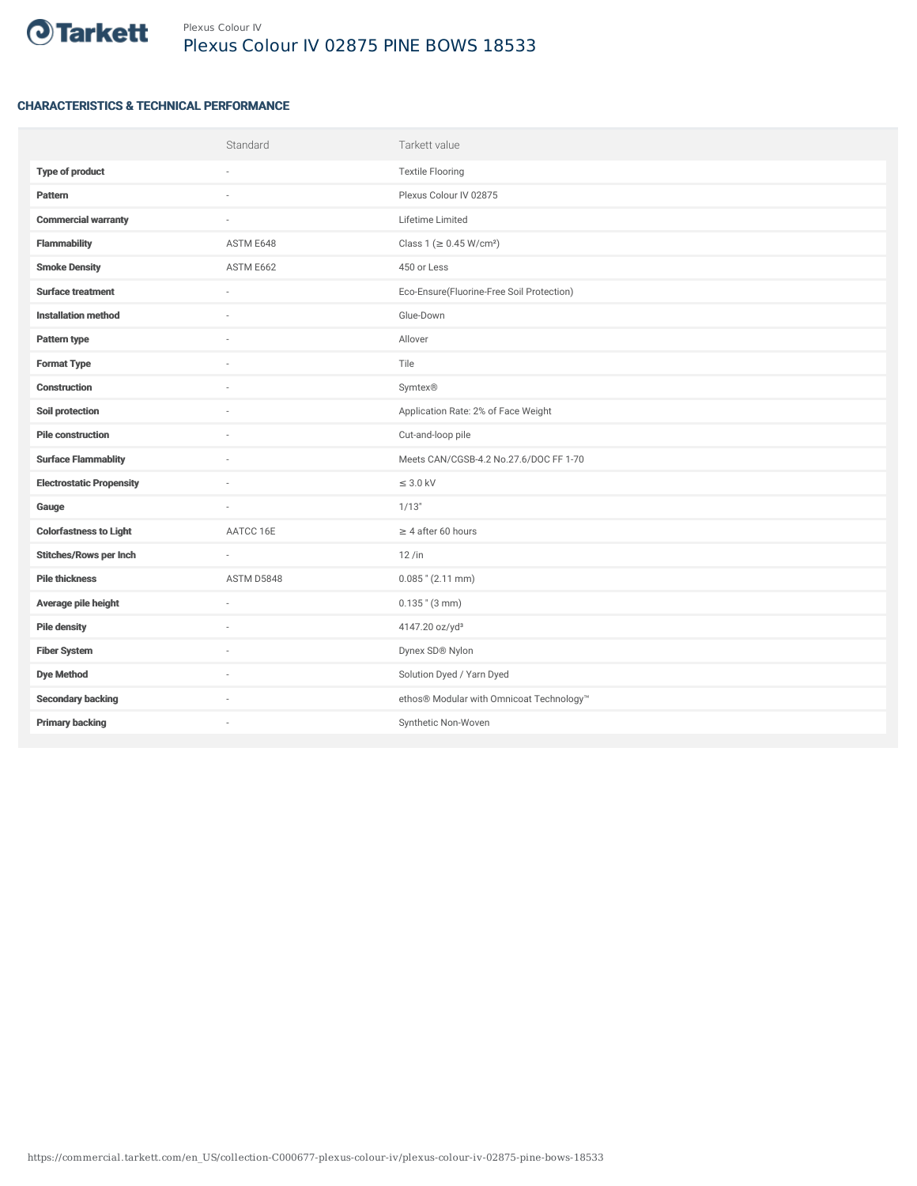Plexus Colour IV

# Plexus Colour IV 02875 PINE BOWS 18533

### CHARACTERISTICS & TECHNICAL PERFORMANCE

| | Standard | Tarkett value |
|---|---|---|
| **Type of product** | - | Textile Flooring |
| **Pattern** | - | Plexus Colour IV 02875 |
| **Commercial warranty** | - | Lifetime Limited |
| **Flammability** | ASTM E648 | Class 1 (≥ 0.45 W/cm²) |
| **Smoke Density** | ASTM E662 | 450 or Less |
| **Surface treatment** | - | Eco-Ensure(Fluorine-Free Soil Protection) |
| **Installation method** | - | Glue-Down |
| **Pattern type** | - | Allover |
| **Format Type** | - | Tile |
| **Construction** | - | Symtex® |
| **Soil protection** | - | Application Rate: 2% of Face Weight |
| **Pile construction** | - | Cut-and-loop pile |
| **Surface Flammablity** | - | Meets CAN/CGSB-4.2 No.27.6/DOC FF 1-70 |
| **Electrostatic Propensity** | - | ≤ 3.0 kV |
| **Gauge** | - | 1/13" |
| **Colorfastness to Light** | AATCC 16E | ≥ 4 after 60 hours |
| **Stitches/Rows per Inch** | - | 12 /in |
| **Pile thickness** | ASTM D5848 | 0.085 " (2.11 mm) |
| **Average pile height** | - | 0.135 " (3 mm) |
| **Pile density** | - | 4147.20 oz/yd³ |
| **Fiber System** | - | Dynex SD® Nylon |
| **Dye Method** | - | Solution Dyed / Yarn Dyed |
| **Secondary backing** | - | ethos® Modular with Omnicoat Technology™ |
| **Primary backing** | - | Synthetic Non-Woven |

https://commercial.tarkett.com/en_US/collection-C000677-plexus-colour-iv/plexus-colour-iv-02875-pine-bows-18533